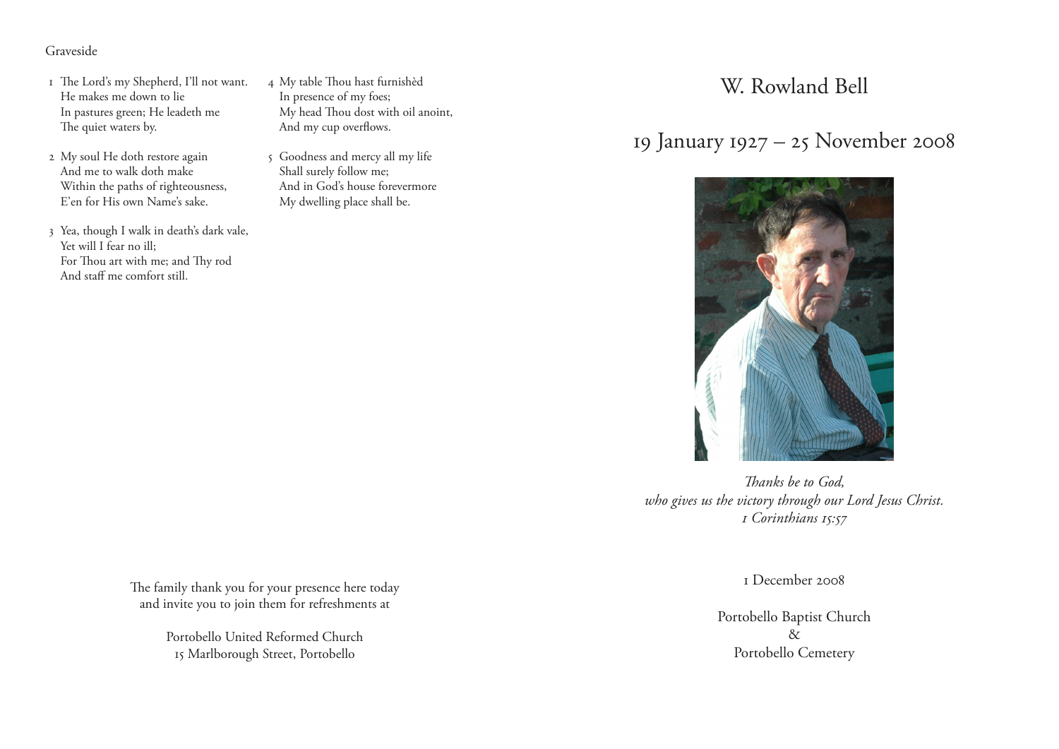Graveside

1 The Lord's my Shepherd, I'll not want.
He makes me down to lie
In pastures green; He leadeth me
The quiet waters by.

2 My soul He doth restore again
And me to walk doth make
Within the paths of righteousness,
E'en for His own Name's sake.

3 Yea, though I walk in death's dark vale,
Yet will I fear no ill;
For Thou art with me; and Thy rod
And staff me comfort still.

4 My table Thou hast furnishèd
In presence of my foes;
My head Thou dost with oil anoint,
And my cup overflows.

5 Goodness and mercy all my life
Shall surely follow me;
And in God's house forevermore
My dwelling place shall be.

The family thank you for your presence here today
and invite you to join them for refreshments at

Portobello United Reformed Church
15 Marlborough Street, Portobello

# W. Rowland Bell

## 19 January 1927 – 25 November 2008

*Thanks be to God,*
*who gives us the victory through our Lord Jesus Christ.*
*1 Corinthians 15:57*

1 December 2008

Portobello Baptist Church
&
Portobello Cemetery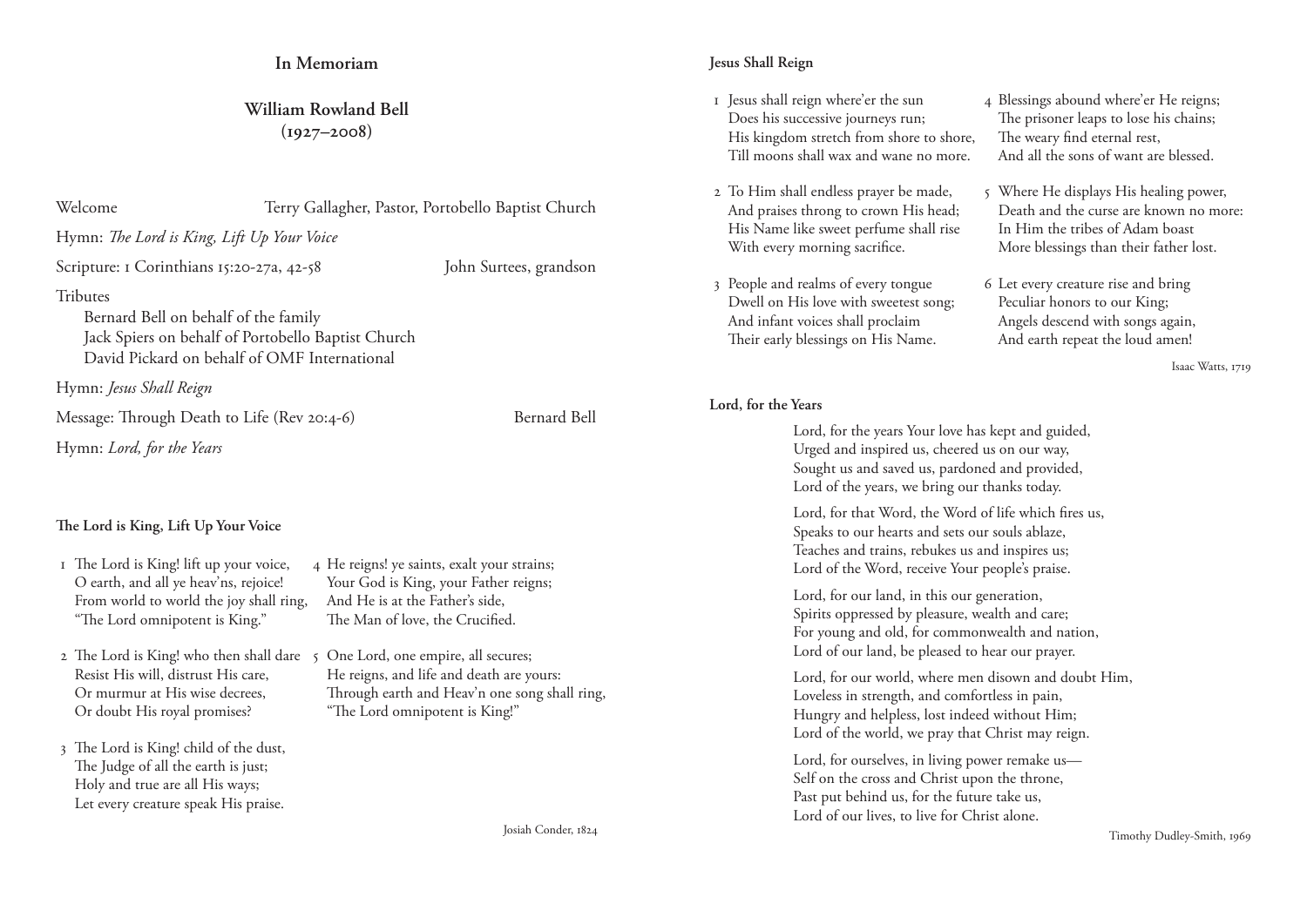## In Memoriam

## William Rowland Bell
(1927–2008)

Welcome — Terry Gallagher, Pastor, Portobello Baptist Church

Hymn: *The Lord is King, Lift Up Your Voice*

Scripture: 1 Corinthians 15:20-27a, 42-58 — John Surtees, grandson

Tributes
- Bernard Bell on behalf of the family
- Jack Spiers on behalf of Portobello Baptist Church
- David Pickard on behalf of OMF International

Hymn: *Jesus Shall Reign*

Message: Through Death to Life (Rev 20:4-6) — Bernard Bell

Hymn: *Lord, for the Years*

### The Lord is King, Lift Up Your Voice

1 The Lord is King! lift up your voice,
O earth, and all ye heav'ns, rejoice!
From world to world the joy shall ring,
"The Lord omnipotent is King."

2 The Lord is King! who then shall dare
Resist His will, distrust His care,
Or murmur at His wise decrees,
Or doubt His royal promises?

3 The Lord is King! child of the dust,
The Judge of all the earth is just;
Holy and true are all His ways;
Let every creature speak His praise.

4 He reigns! ye saints, exalt your strains;
Your God is King, your Father reigns;
And He is at the Father's side,
The Man of love, the Crucified.

5 One Lord, one empire, all secures;
He reigns, and life and death are yours:
Through earth and Heav'n one song shall ring,
"The Lord omnipotent is King!"

Josiah Conder, 1824

### Jesus Shall Reign

1 Jesus shall reign where'er the sun
Does his successive journeys run;
His kingdom stretch from shore to shore,
Till moons shall wax and wane no more.

2 To Him shall endless prayer be made,
And praises throng to crown His head;
His Name like sweet perfume shall rise
With every morning sacrifice.

3 People and realms of every tongue
Dwell on His love with sweetest song;
And infant voices shall proclaim
Their early blessings on His Name.

4 Blessings abound where'er He reigns;
The prisoner leaps to lose his chains;
The weary find eternal rest,
And all the sons of want are blessed.

5 Where He displays His healing power,
Death and the curse are known no more:
In Him the tribes of Adam boast
More blessings than their father lost.

6 Let every creature rise and bring
Peculiar honors to our King;
Angels descend with songs again,
And earth repeat the loud amen!

Isaac Watts, 1719

### Lord, for the Years

Lord, for the years Your love has kept and guided,
Urged and inspired us, cheered us on our way,
Sought us and saved us, pardoned and provided,
Lord of the years, we bring our thanks today.

Lord, for that Word, the Word of life which fires us,
Speaks to our hearts and sets our souls ablaze,
Teaches and trains, rebukes us and inspires us;
Lord of the Word, receive Your people's praise.

Lord, for our land, in this our generation,
Spirits oppressed by pleasure, wealth and care;
For young and old, for commonwealth and nation,
Lord of our land, be pleased to hear our prayer.

Lord, for our world, where men disown and doubt Him,
Loveless in strength, and comfortless in pain,
Hungry and helpless, lost indeed without Him;
Lord of the world, we pray that Christ may reign.

Lord, for ourselves, in living power remake us—
Self on the cross and Christ upon the throne,
Past put behind us, for the future take us,
Lord of our lives, to live for Christ alone.

Timothy Dudley-Smith, 1969